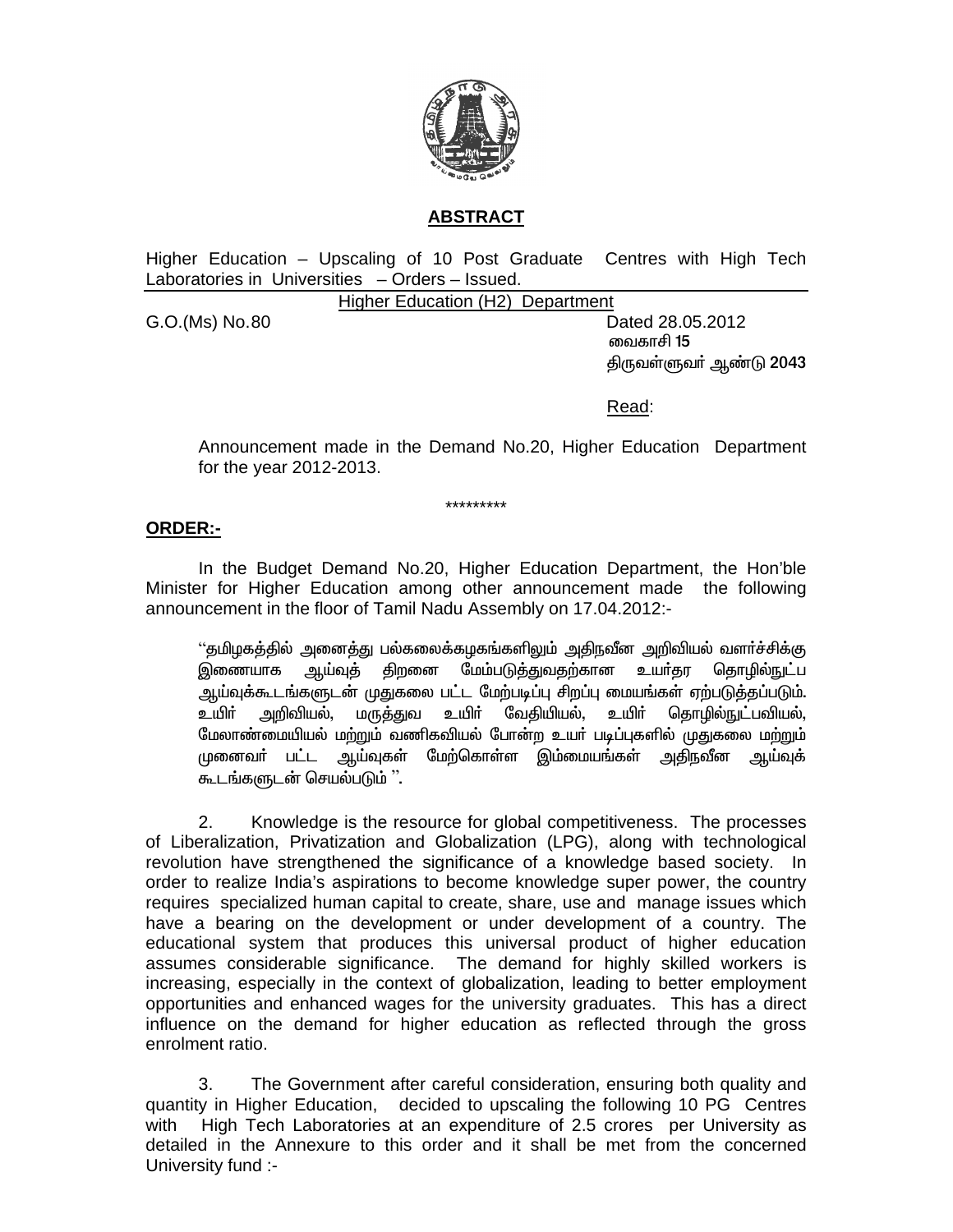## ABSTRACT

Higher Education – Upscaling of 10 Post Graduate Centres with High Tech Laboratories in Universities – Orders – Issued.

Higher Education (H2) Department

G.O.(Ms) No.80 Dated 28.05.2012
வைகாசி 15
திருவள்ளுவர் ஆண்டு 2043

Read:

Announcement made in the Demand No.20, Higher Education Department for the year 2012-2013.

\*\*\*\*\*\*\*\*\*

**ORDER:-**

In the Budget Demand No.20, Higher Education Department, the Hon'ble Minister for Higher Education among other announcement made the following announcement in the floor of Tamil Nadu Assembly on 17.04.2012:-

> "தமிழகத்தில் அனைத்து பல்கலைக்கழகங்களிலும் அதிநவீன அறிவியல் வளர்ச்சிக்கு இணையாக ஆய்வுத் திறனை மேம்படுத்துவதற்கான உயர்தர தொழில்நுட்ப ஆய்வுக்கூடங்களுடன் முதுகலை பட்ட மேற்படிப்பு சிறப்பு மையங்கள் ஏற்படுத்தப்படும். உயிர் அறிவியல், மருத்துவ உயிர் வேதியியல், உயிர் தொழில்நுட்பவியல், மேலாண்மையியல் மற்றும் வணிகவியல் போன்ற உயர் படிப்புகளில் முதுகலை மற்றும் முனைவர் பட்ட ஆய்வுகள் மேற்கொள்ள இம்மையங்கள் அதிநவீன ஆய்வுக் கூடங்களுடன் செயல்படும் ".

2. Knowledge is the resource for global competitiveness. The processes of Liberalization, Privatization and Globalization (LPG), along with technological revolution have strengthened the significance of a knowledge based society. In order to realize India's aspirations to become knowledge super power, the country requires specialized human capital to create, share, use and manage issues which have a bearing on the development or under development of a country. The educational system that produces this universal product of higher education assumes considerable significance. The demand for highly skilled workers is increasing, especially in the context of globalization, leading to better employment opportunities and enhanced wages for the university graduates. This has a direct influence on the demand for higher education as reflected through the gross enrolment ratio.

3. The Government after careful consideration, ensuring both quality and quantity in Higher Education, decided to upscaling the following 10 PG Centres with High Tech Laboratories at an expenditure of 2.5 crores per University as detailed in the Annexure to this order and it shall be met from the concerned University fund :-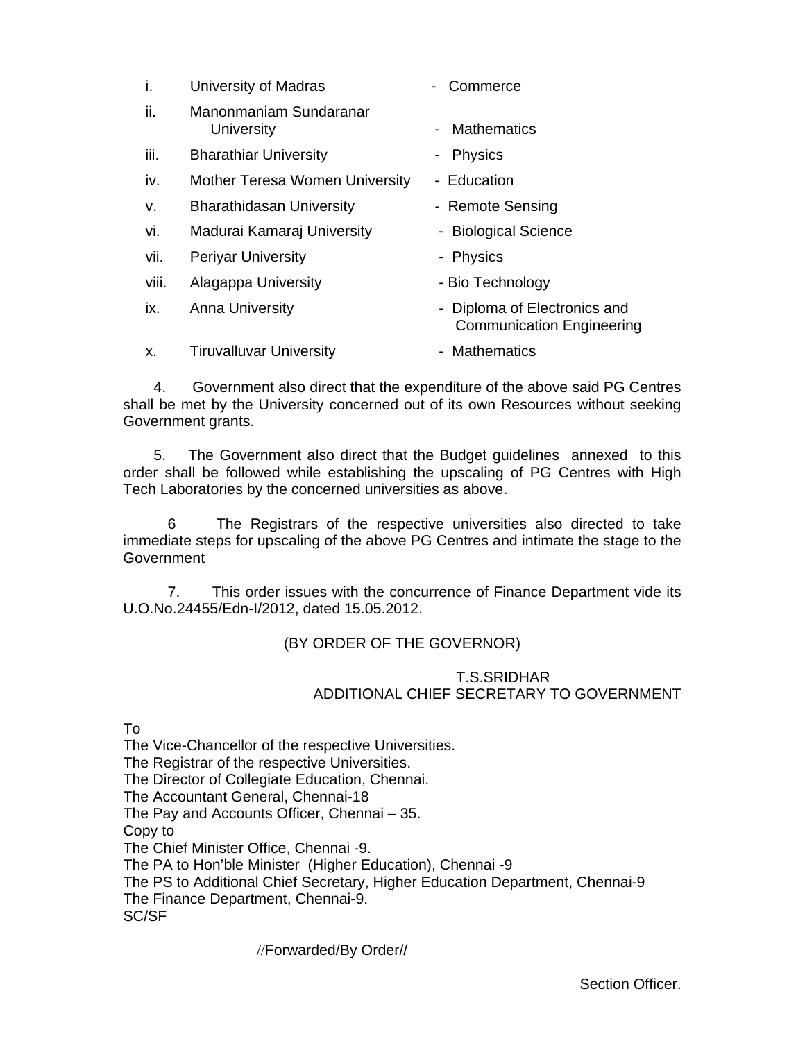i. University of Madras - Commerce

ii. Manonmaniam Sundaranar University - Mathematics

iii. Bharathiar University - Physics

iv. Mother Teresa Women University - Education

v. Bharathidasan University - Remote Sensing

vi. Madurai Kamaraj University - Biological Science

vii. Periyar University - Physics

viii. Alagappa University - Bio Technology

ix. Anna University - Diploma of Electronics and Communication Engineering

x. Tiruvalluvar University - Mathematics

4. Government also direct that the expenditure of the above said PG Centres shall be met by the University concerned out of its own Resources without seeking Government grants.

5. The Government also direct that the Budget guidelines annexed to this order shall be followed while establishing the upscaling of PG Centres with High Tech Laboratories by the concerned universities as above.

6 The Registrars of the respective universities also directed to take immediate steps for upscaling of the above PG Centres and intimate the stage to the Government

7. This order issues with the concurrence of Finance Department vide its U.O.No.24455/Edn-I/2012, dated 15.05.2012.

(BY ORDER OF THE GOVERNOR)

T.S.SRIDHAR
ADDITIONAL CHIEF SECRETARY TO GOVERNMENT

To
The Vice-Chancellor of the respective Universities.
The Registrar of the respective Universities.
The Director of Collegiate Education, Chennai.
The Accountant General, Chennai-18
The Pay and Accounts Officer, Chennai – 35.
Copy to
The Chief Minister Office, Chennai -9.
The PA to Hon'ble Minister (Higher Education), Chennai -9
The PS to Additional Chief Secretary, Higher Education Department, Chennai-9
The Finance Department, Chennai-9.
SC/SF

//Forwarded/By Order//

Section Officer.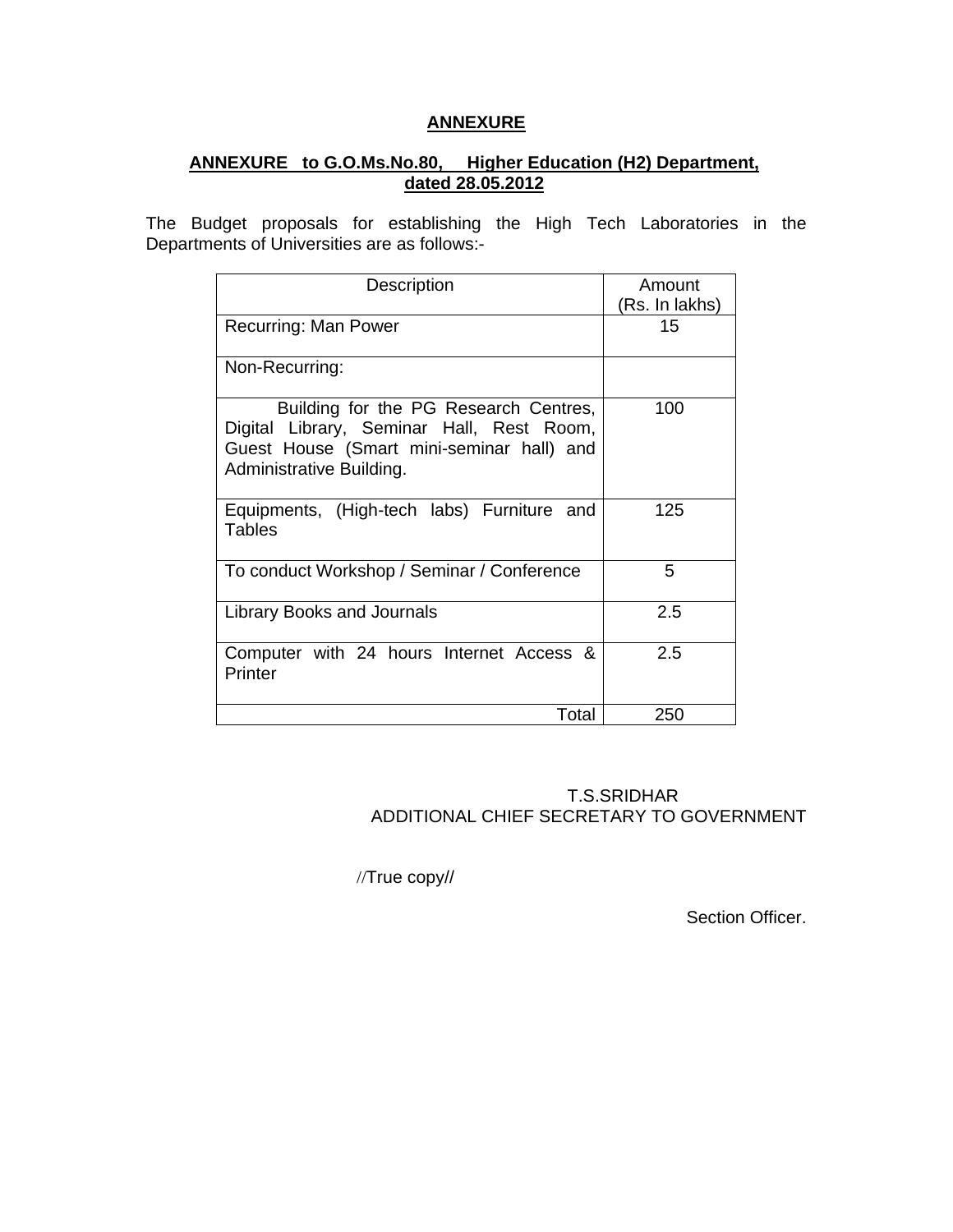## ANNEXURE

### ANNEXURE to G.O.Ms.No.80, Higher Education (H2) Department, dated 28.05.2012

The Budget proposals for establishing the High Tech Laboratories in the Departments of Universities are as follows:-

| Description | Amount (Rs. In lakhs) |
|---|---|
| Recurring: Man Power | 15 |
| Non-Recurring: | |
| Building for the PG Research Centres, Digital Library, Seminar Hall, Rest Room, Guest House (Smart mini-seminar hall) and Administrative Building. | 100 |
| Equipments, (High-tech labs) Furniture and Tables | 125 |
| To conduct Workshop / Seminar / Conference | 5 |
| Library Books and Journals | 2.5 |
| Computer with 24 hours Internet Access & Printer | 2.5 |
| Total | 250 |

T.S.SRIDHAR
ADDITIONAL CHIEF SECRETARY TO GOVERNMENT

//True copy//

Section Officer.